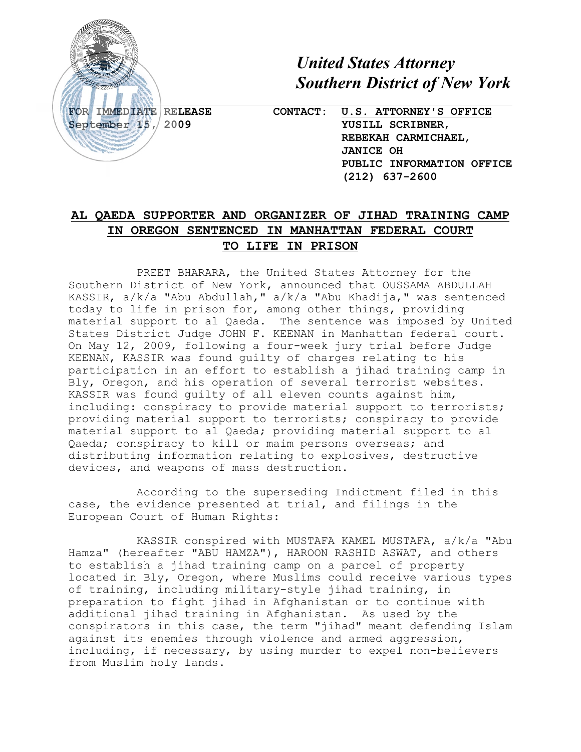# *United States Attorney*
# *Southern District of New York*

**FOR IMMEDIATE RELEASE**
**September 15, 2009**

**CONTACT:** **U.S. ATTORNEY'S OFFICE**
**YUSILL SCRIBNER,**
**REBEKAH CARMICHAEL,**
**JANICE OH**
**PUBLIC INFORMATION OFFICE**
**(212) 637-2600**

## AL QAEDA SUPPORTER AND ORGANIZER OF JIHAD TRAINING CAMP IN OREGON SENTENCED IN MANHATTAN FEDERAL COURT TO LIFE IN PRISON

PREET BHARARA, the United States Attorney for the Southern District of New York, announced that OUSSAMA ABDULLAH KASSIR, a/k/a "Abu Abdullah," a/k/a "Abu Khadija," was sentenced today to life in prison for, among other things, providing material support to al Qaeda. The sentence was imposed by United States District Judge JOHN F. KEENAN in Manhattan federal court. On May 12, 2009, following a four-week jury trial before Judge KEENAN, KASSIR was found guilty of charges relating to his participation in an effort to establish a jihad training camp in Bly, Oregon, and his operation of several terrorist websites. KASSIR was found guilty of all eleven counts against him, including: conspiracy to provide material support to terrorists; providing material support to terrorists; conspiracy to provide material support to al Qaeda; providing material support to al Qaeda; conspiracy to kill or maim persons overseas; and distributing information relating to explosives, destructive devices, and weapons of mass destruction.

According to the superseding Indictment filed in this case, the evidence presented at trial, and filings in the European Court of Human Rights:

KASSIR conspired with MUSTAFA KAMEL MUSTAFA, a/k/a "Abu Hamza" (hereafter "ABU HAMZA"), HAROON RASHID ASWAT, and others to establish a jihad training camp on a parcel of property located in Bly, Oregon, where Muslims could receive various types of training, including military-style jihad training, in preparation to fight jihad in Afghanistan or to continue with additional jihad training in Afghanistan. As used by the conspirators in this case, the term "jihad" meant defending Islam against its enemies through violence and armed aggression, including, if necessary, by using murder to expel non-believers from Muslim holy lands.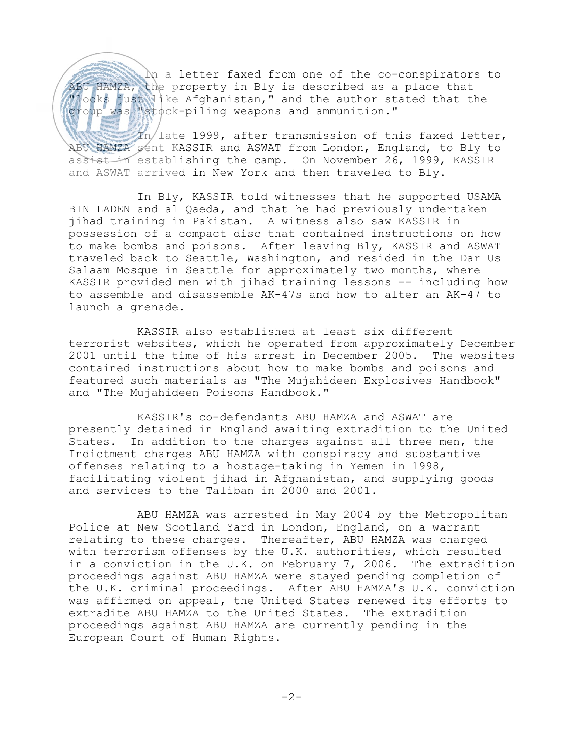In a letter faxed from one of the co-conspirators to ABU HAMZA, the property in Bly is described as a place that "looks just like Afghanistan," and the author stated that the group was "stock-piling weapons and ammunition."

In late 1999, after transmission of this faxed letter, ABU HAMZA sent KASSIR and ASWAT from London, England, to Bly to assist in establishing the camp. On November 26, 1999, KASSIR and ASWAT arrived in New York and then traveled to Bly.

In Bly, KASSIR told witnesses that he supported USAMA BIN LADEN and al Qaeda, and that he had previously undertaken jihad training in Pakistan. A witness also saw KASSIR in possession of a compact disc that contained instructions on how to make bombs and poisons. After leaving Bly, KASSIR and ASWAT traveled back to Seattle, Washington, and resided in the Dar Us Salaam Mosque in Seattle for approximately two months, where KASSIR provided men with jihad training lessons -- including how to assemble and disassemble AK-47s and how to alter an AK-47 to launch a grenade.

KASSIR also established at least six different terrorist websites, which he operated from approximately December 2001 until the time of his arrest in December 2005. The websites contained instructions about how to make bombs and poisons and featured such materials as "The Mujahideen Explosives Handbook" and "The Mujahideen Poisons Handbook."

KASSIR's co-defendants ABU HAMZA and ASWAT are presently detained in England awaiting extradition to the United States. In addition to the charges against all three men, the Indictment charges ABU HAMZA with conspiracy and substantive offenses relating to a hostage-taking in Yemen in 1998, facilitating violent jihad in Afghanistan, and supplying goods and services to the Taliban in 2000 and 2001.

ABU HAMZA was arrested in May 2004 by the Metropolitan Police at New Scotland Yard in London, England, on a warrant relating to these charges. Thereafter, ABU HAMZA was charged with terrorism offenses by the U.K. authorities, which resulted in a conviction in the U.K. on February 7, 2006. The extradition proceedings against ABU HAMZA were stayed pending completion of the U.K. criminal proceedings. After ABU HAMZA's U.K. conviction was affirmed on appeal, the United States renewed its efforts to extradite ABU HAMZA to the United States. The extradition proceedings against ABU HAMZA are currently pending in the European Court of Human Rights.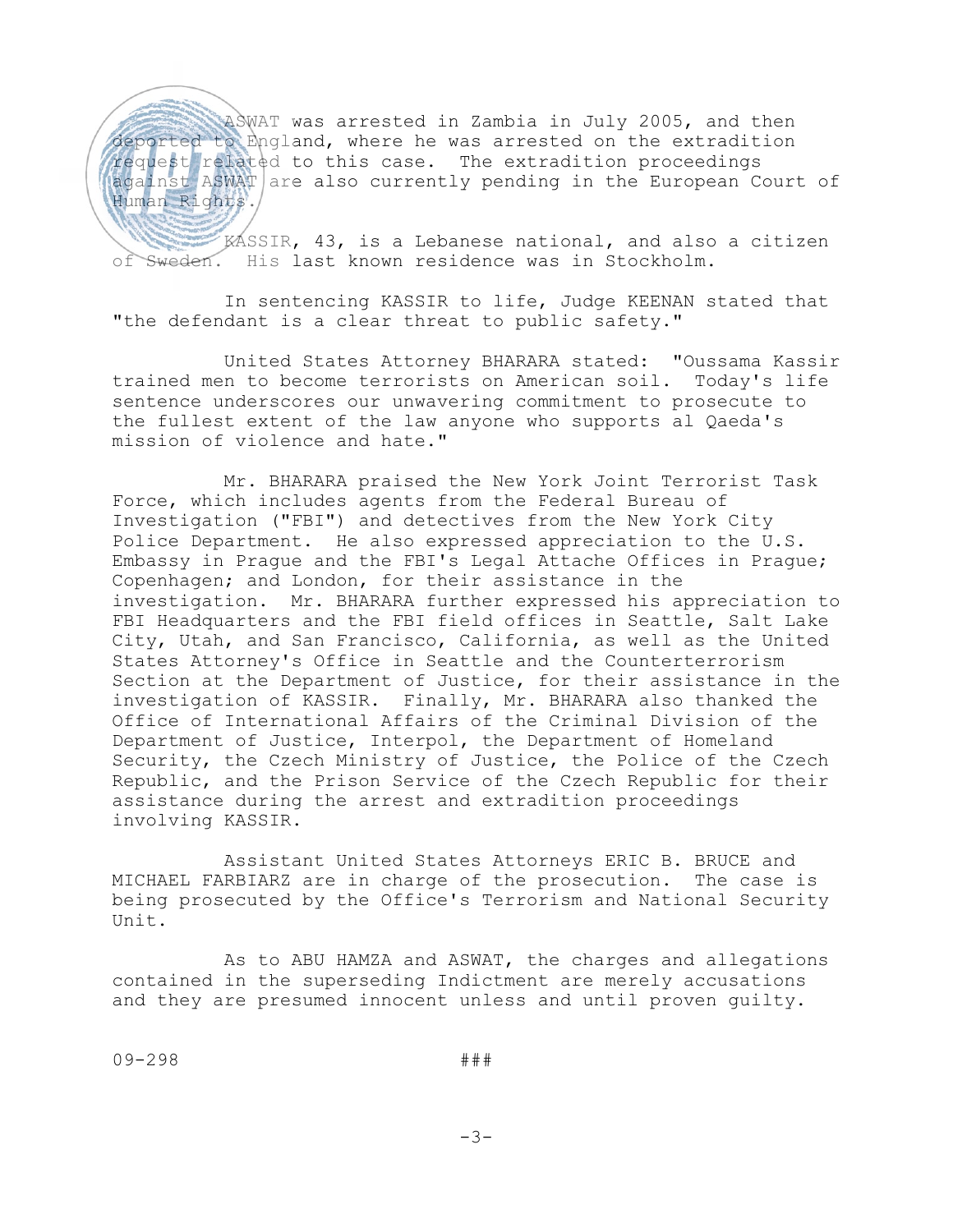ASWAT was arrested in Zambia in July 2005, and then deported to England, where he was arrested on the extradition request related to this case. The extradition proceedings against ASWAT are also currently pending in the European Court of Human Rights.

KASSIR, 43, is a Lebanese national, and also a citizen of Sweden. His last known residence was in Stockholm.

In sentencing KASSIR to life, Judge KEENAN stated that "the defendant is a clear threat to public safety."

United States Attorney BHARARA stated: "Oussama Kassir trained men to become terrorists on American soil. Today's life sentence underscores our unwavering commitment to prosecute to the fullest extent of the law anyone who supports al Qaeda's mission of violence and hate."

Mr. BHARARA praised the New York Joint Terrorist Task Force, which includes agents from the Federal Bureau of Investigation ("FBI") and detectives from the New York City Police Department. He also expressed appreciation to the U.S. Embassy in Prague and the FBI's Legal Attache Offices in Prague; Copenhagen; and London, for their assistance in the investigation. Mr. BHARARA further expressed his appreciation to FBI Headquarters and the FBI field offices in Seattle, Salt Lake City, Utah, and San Francisco, California, as well as the United States Attorney's Office in Seattle and the Counterterrorism Section at the Department of Justice, for their assistance in the investigation of KASSIR. Finally, Mr. BHARARA also thanked the Office of International Affairs of the Criminal Division of the Department of Justice, Interpol, the Department of Homeland Security, the Czech Ministry of Justice, the Police of the Czech Republic, and the Prison Service of the Czech Republic for their assistance during the arrest and extradition proceedings involving KASSIR.

Assistant United States Attorneys ERIC B. BRUCE and MICHAEL FARBIARZ are in charge of the prosecution. The case is being prosecuted by the Office's Terrorism and National Security Unit.

As to ABU HAMZA and ASWAT, the charges and allegations contained in the superseding Indictment are merely accusations and they are presumed innocent unless and until proven guilty.

09-298 ###